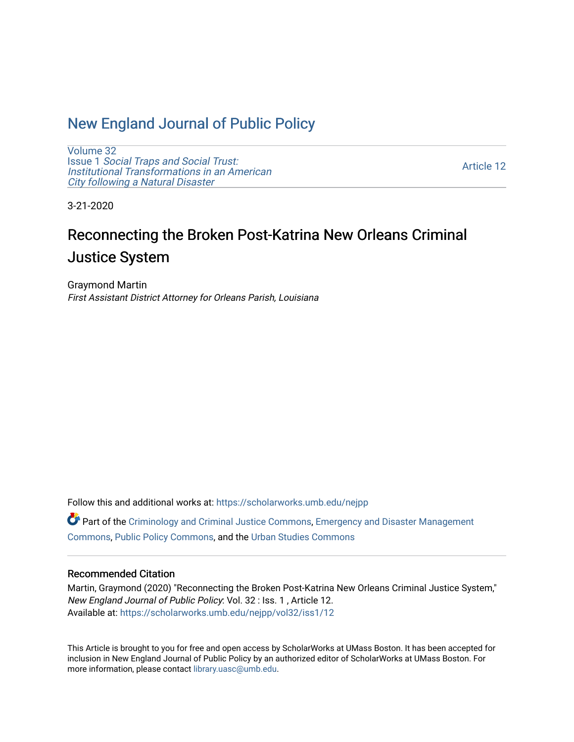# New England Journal of Public Policy

Volume 32
Issue 1 *Social Traps and Social Trust: Institutional Transformations in an American City following a Natural Disaster*

Article 12

3-21-2020

## Reconnecting the Broken Post-Katrina New Orleans Criminal Justice System

Graymond Martin
*First Assistant District Attorney for Orleans Parish, Louisiana*

Follow this and additional works at: https://scholarworks.umb.edu/nejpp

Part of the Criminology and Criminal Justice Commons, Emergency and Disaster Management Commons, Public Policy Commons, and the Urban Studies Commons

### Recommended Citation

Martin, Graymond (2020) "Reconnecting the Broken Post-Katrina New Orleans Criminal Justice System," *New England Journal of Public Policy*: Vol. 32 : Iss. 1 , Article 12.
Available at: https://scholarworks.umb.edu/nejpp/vol32/iss1/12

This Article is brought to you for free and open access by ScholarWorks at UMass Boston. It has been accepted for inclusion in New England Journal of Public Policy by an authorized editor of ScholarWorks at UMass Boston. For more information, please contact library.uasc@umb.edu.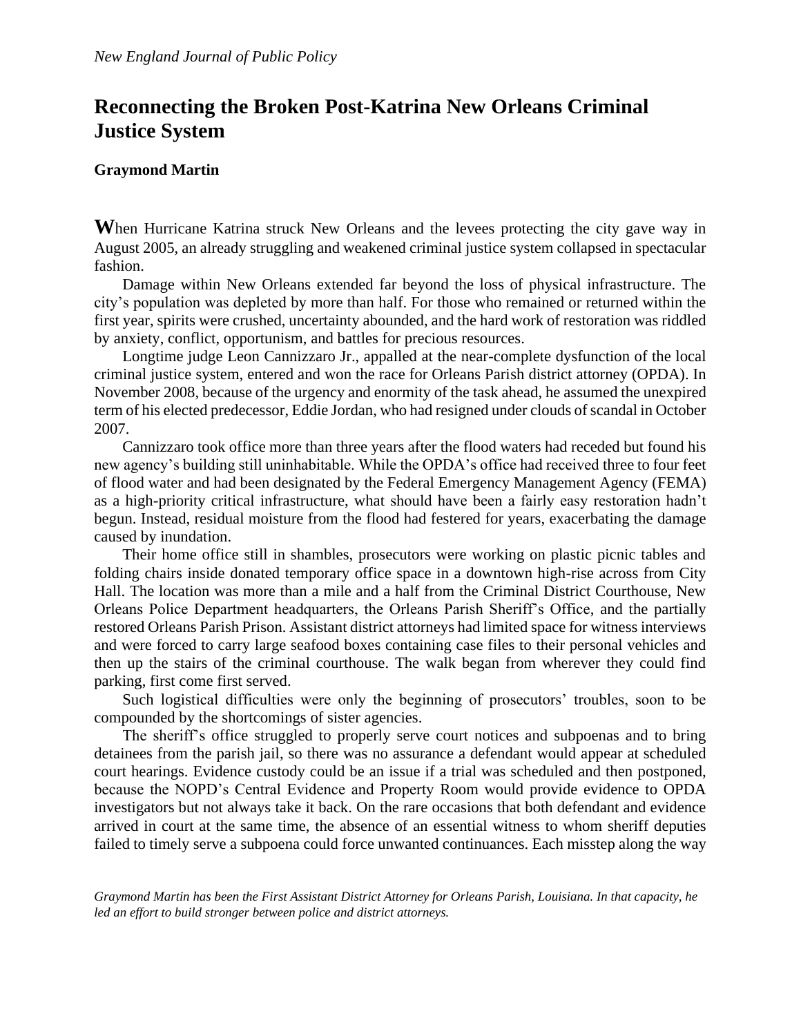# Reconnecting the Broken Post-Katrina New Orleans Criminal Justice System

**Graymond Martin**

**W**hen Hurricane Katrina struck New Orleans and the levees protecting the city gave way in August 2005, an already struggling and weakened criminal justice system collapsed in spectacular fashion.

Damage within New Orleans extended far beyond the loss of physical infrastructure. The city's population was depleted by more than half. For those who remained or returned within the first year, spirits were crushed, uncertainty abounded, and the hard work of restoration was riddled by anxiety, conflict, opportunism, and battles for precious resources.

Longtime judge Leon Cannizzaro Jr., appalled at the near-complete dysfunction of the local criminal justice system, entered and won the race for Orleans Parish district attorney (OPDA). In November 2008, because of the urgency and enormity of the task ahead, he assumed the unexpired term of his elected predecessor, Eddie Jordan, who had resigned under clouds of scandal in October 2007.

Cannizzaro took office more than three years after the flood waters had receded but found his new agency's building still uninhabitable. While the OPDA's office had received three to four feet of flood water and had been designated by the Federal Emergency Management Agency (FEMA) as a high-priority critical infrastructure, what should have been a fairly easy restoration hadn't begun. Instead, residual moisture from the flood had festered for years, exacerbating the damage caused by inundation.

Their home office still in shambles, prosecutors were working on plastic picnic tables and folding chairs inside donated temporary office space in a downtown high-rise across from City Hall. The location was more than a mile and a half from the Criminal District Courthouse, New Orleans Police Department headquarters, the Orleans Parish Sheriff's Office, and the partially restored Orleans Parish Prison. Assistant district attorneys had limited space for witness interviews and were forced to carry large seafood boxes containing case files to their personal vehicles and then up the stairs of the criminal courthouse. The walk began from wherever they could find parking, first come first served.

Such logistical difficulties were only the beginning of prosecutors' troubles, soon to be compounded by the shortcomings of sister agencies.

The sheriff's office struggled to properly serve court notices and subpoenas and to bring detainees from the parish jail, so there was no assurance a defendant would appear at scheduled court hearings. Evidence custody could be an issue if a trial was scheduled and then postponed, because the NOPD's Central Evidence and Property Room would provide evidence to OPDA investigators but not always take it back. On the rare occasions that both defendant and evidence arrived in court at the same time, the absence of an essential witness to whom sheriff deputies failed to timely serve a subpoena could force unwanted continuances. Each misstep along the way

*Graymond Martin has been the First Assistant District Attorney for Orleans Parish, Louisiana. In that capacity, he led an effort to build stronger between police and district attorneys.*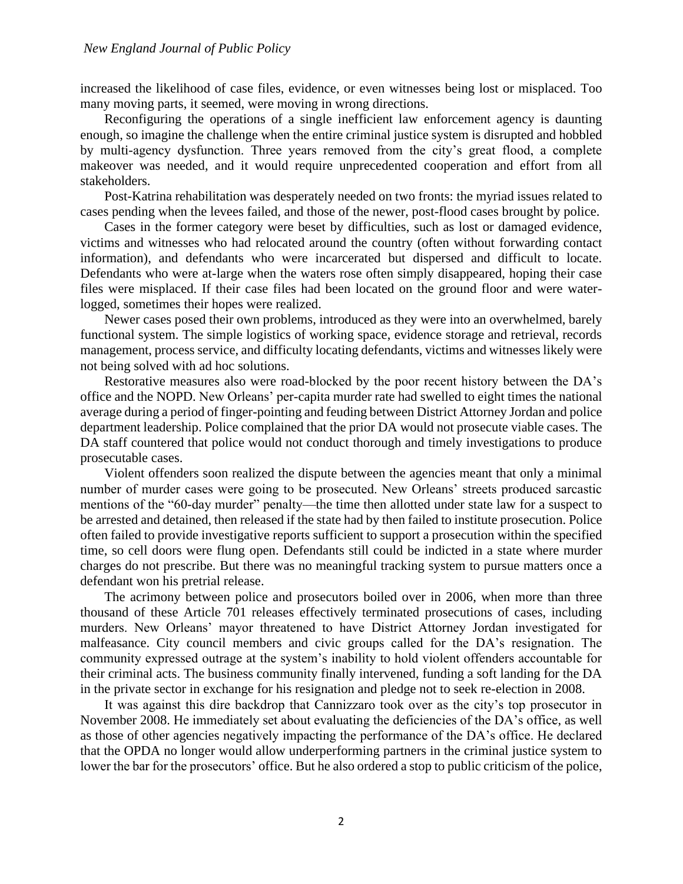increased the likelihood of case files, evidence, or even witnesses being lost or misplaced. Too many moving parts, it seemed, were moving in wrong directions.

Reconfiguring the operations of a single inefficient law enforcement agency is daunting enough, so imagine the challenge when the entire criminal justice system is disrupted and hobbled by multi-agency dysfunction. Three years removed from the city's great flood, a complete makeover was needed, and it would require unprecedented cooperation and effort from all stakeholders.

Post-Katrina rehabilitation was desperately needed on two fronts: the myriad issues related to cases pending when the levees failed, and those of the newer, post-flood cases brought by police.

Cases in the former category were beset by difficulties, such as lost or damaged evidence, victims and witnesses who had relocated around the country (often without forwarding contact information), and defendants who were incarcerated but dispersed and difficult to locate. Defendants who were at-large when the waters rose often simply disappeared, hoping their case files were misplaced. If their case files had been located on the ground floor and were water-logged, sometimes their hopes were realized.

Newer cases posed their own problems, introduced as they were into an overwhelmed, barely functional system. The simple logistics of working space, evidence storage and retrieval, records management, process service, and difficulty locating defendants, victims and witnesses likely were not being solved with ad hoc solutions.

Restorative measures also were road-blocked by the poor recent history between the DA's office and the NOPD. New Orleans' per-capita murder rate had swelled to eight times the national average during a period of finger-pointing and feuding between District Attorney Jordan and police department leadership. Police complained that the prior DA would not prosecute viable cases. The DA staff countered that police would not conduct thorough and timely investigations to produce prosecutable cases.

Violent offenders soon realized the dispute between the agencies meant that only a minimal number of murder cases were going to be prosecuted. New Orleans' streets produced sarcastic mentions of the "60-day murder" penalty—the time then allotted under state law for a suspect to be arrested and detained, then released if the state had by then failed to institute prosecution. Police often failed to provide investigative reports sufficient to support a prosecution within the specified time, so cell doors were flung open. Defendants still could be indicted in a state where murder charges do not prescribe. But there was no meaningful tracking system to pursue matters once a defendant won his pretrial release.

The acrimony between police and prosecutors boiled over in 2006, when more than three thousand of these Article 701 releases effectively terminated prosecutions of cases, including murders. New Orleans' mayor threatened to have District Attorney Jordan investigated for malfeasance. City council members and civic groups called for the DA's resignation. The community expressed outrage at the system's inability to hold violent offenders accountable for their criminal acts. The business community finally intervened, funding a soft landing for the DA in the private sector in exchange for his resignation and pledge not to seek re-election in 2008.

It was against this dire backdrop that Cannizzaro took over as the city's top prosecutor in November 2008. He immediately set about evaluating the deficiencies of the DA's office, as well as those of other agencies negatively impacting the performance of the DA's office. He declared that the OPDA no longer would allow underperforming partners in the criminal justice system to lower the bar for the prosecutors' office. But he also ordered a stop to public criticism of the police,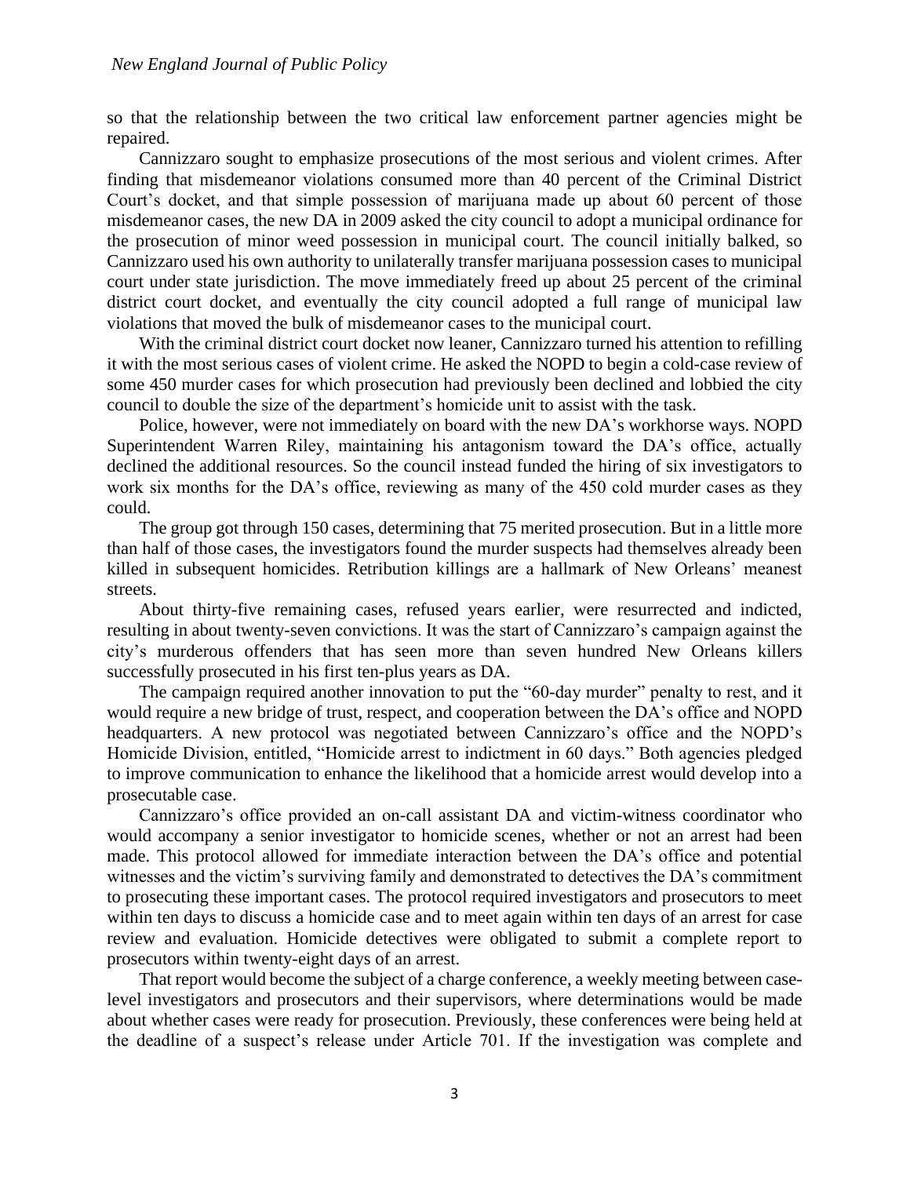so that the relationship between the two critical law enforcement partner agencies might be repaired.

Cannizzaro sought to emphasize prosecutions of the most serious and violent crimes. After finding that misdemeanor violations consumed more than 40 percent of the Criminal District Court's docket, and that simple possession of marijuana made up about 60 percent of those misdemeanor cases, the new DA in 2009 asked the city council to adopt a municipal ordinance for the prosecution of minor weed possession in municipal court. The council initially balked, so Cannizzaro used his own authority to unilaterally transfer marijuana possession cases to municipal court under state jurisdiction. The move immediately freed up about 25 percent of the criminal district court docket, and eventually the city council adopted a full range of municipal law violations that moved the bulk of misdemeanor cases to the municipal court.

With the criminal district court docket now leaner, Cannizzaro turned his attention to refilling it with the most serious cases of violent crime. He asked the NOPD to begin a cold-case review of some 450 murder cases for which prosecution had previously been declined and lobbied the city council to double the size of the department's homicide unit to assist with the task.

Police, however, were not immediately on board with the new DA's workhorse ways. NOPD Superintendent Warren Riley, maintaining his antagonism toward the DA's office, actually declined the additional resources. So the council instead funded the hiring of six investigators to work six months for the DA's office, reviewing as many of the 450 cold murder cases as they could.

The group got through 150 cases, determining that 75 merited prosecution. But in a little more than half of those cases, the investigators found the murder suspects had themselves already been killed in subsequent homicides. Retribution killings are a hallmark of New Orleans' meanest streets.

About thirty-five remaining cases, refused years earlier, were resurrected and indicted, resulting in about twenty-seven convictions. It was the start of Cannizzaro's campaign against the city's murderous offenders that has seen more than seven hundred New Orleans killers successfully prosecuted in his first ten-plus years as DA.

The campaign required another innovation to put the "60-day murder" penalty to rest, and it would require a new bridge of trust, respect, and cooperation between the DA's office and NOPD headquarters. A new protocol was negotiated between Cannizzaro's office and the NOPD's Homicide Division, entitled, "Homicide arrest to indictment in 60 days." Both agencies pledged to improve communication to enhance the likelihood that a homicide arrest would develop into a prosecutable case.

Cannizzaro's office provided an on-call assistant DA and victim-witness coordinator who would accompany a senior investigator to homicide scenes, whether or not an arrest had been made. This protocol allowed for immediate interaction between the DA's office and potential witnesses and the victim's surviving family and demonstrated to detectives the DA's commitment to prosecuting these important cases. The protocol required investigators and prosecutors to meet within ten days to discuss a homicide case and to meet again within ten days of an arrest for case review and evaluation. Homicide detectives were obligated to submit a complete report to prosecutors within twenty-eight days of an arrest.

That report would become the subject of a charge conference, a weekly meeting between case-level investigators and prosecutors and their supervisors, where determinations would be made about whether cases were ready for prosecution. Previously, these conferences were being held at the deadline of a suspect's release under Article 701. If the investigation was complete and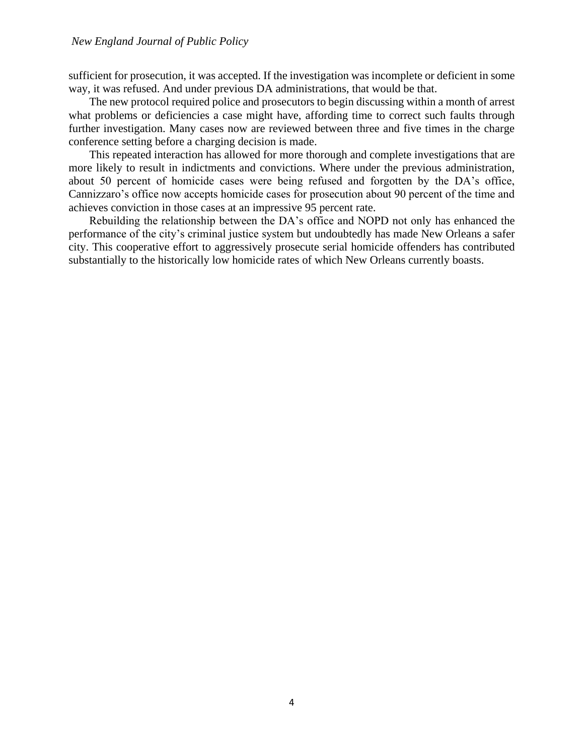sufficient for prosecution, it was accepted. If the investigation was incomplete or deficient in some way, it was refused. And under previous DA administrations, that would be that.

The new protocol required police and prosecutors to begin discussing within a month of arrest what problems or deficiencies a case might have, affording time to correct such faults through further investigation. Many cases now are reviewed between three and five times in the charge conference setting before a charging decision is made.

This repeated interaction has allowed for more thorough and complete investigations that are more likely to result in indictments and convictions. Where under the previous administration, about 50 percent of homicide cases were being refused and forgotten by the DA's office, Cannizzaro's office now accepts homicide cases for prosecution about 90 percent of the time and achieves conviction in those cases at an impressive 95 percent rate.

Rebuilding the relationship between the DA's office and NOPD not only has enhanced the performance of the city's criminal justice system but undoubtedly has made New Orleans a safer city. This cooperative effort to aggressively prosecute serial homicide offenders has contributed substantially to the historically low homicide rates of which New Orleans currently boasts.